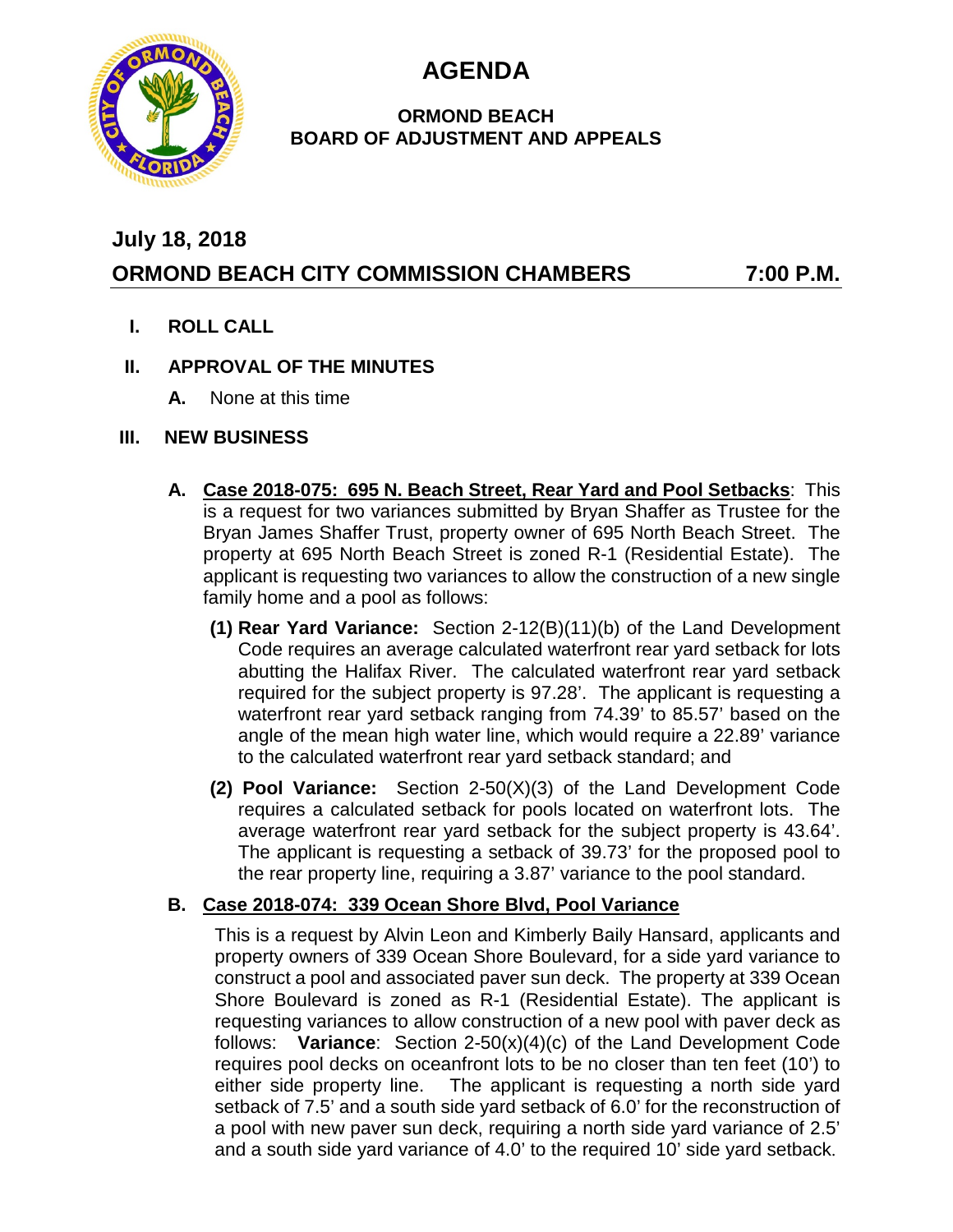# AGENDA

## ORMOND BEACH
## BOARD OF ADJUSTMENT AND APPEALS

**July 18, 2018**

**ORMOND BEACH CITY COMMISSION CHAMBERS 7:00 P.M.**

**I. ROLL CALL**

**II. APPROVAL OF THE MINUTES**

**A.** None at this time

**III. NEW BUSINESS**

**A. <u>Case 2018-075: 695 N. Beach Street, Rear Yard and Pool Setbacks</u>**: This is a request for two variances submitted by Bryan Shaffer as Trustee for the Bryan James Shaffer Trust, property owner of 695 North Beach Street. The property at 695 North Beach Street is zoned R-1 (Residential Estate). The applicant is requesting two variances to allow the construction of a new single family home and a pool as follows:

**(1) Rear Yard Variance:** Section 2-12(B)(11)(b) of the Land Development Code requires an average calculated waterfront rear yard setback for lots abutting the Halifax River. The calculated waterfront rear yard setback required for the subject property is 97.28'. The applicant is requesting a waterfront rear yard setback ranging from 74.39' to 85.57' based on the angle of the mean high water line, which would require a 22.89' variance to the calculated waterfront rear yard setback standard; and

**(2) Pool Variance:** Section 2-50(X)(3) of the Land Development Code requires a calculated setback for pools located on waterfront lots. The average waterfront rear yard setback for the subject property is 43.64'. The applicant is requesting a setback of 39.73' for the proposed pool to the rear property line, requiring a 3.87' variance to the pool standard.

**B. <u>Case 2018-074: 339 Ocean Shore Blvd, Pool Variance</u>**

This is a request by Alvin Leon and Kimberly Baily Hansard, applicants and property owners of 339 Ocean Shore Boulevard, for a side yard variance to construct a pool and associated paver sun deck. The property at 339 Ocean Shore Boulevard is zoned as R-1 (Residential Estate). The applicant is requesting variances to allow construction of a new pool with paver deck as follows: **Variance**: Section 2-50(x)(4)(c) of the Land Development Code requires pool decks on oceanfront lots to be no closer than ten feet (10') to either side property line. The applicant is requesting a north side yard setback of 7.5' and a south side yard setback of 6.0' for the reconstruction of a pool with new paver sun deck, requiring a north side yard variance of 2.5' and a south side yard variance of 4.0' to the required 10' side yard setback.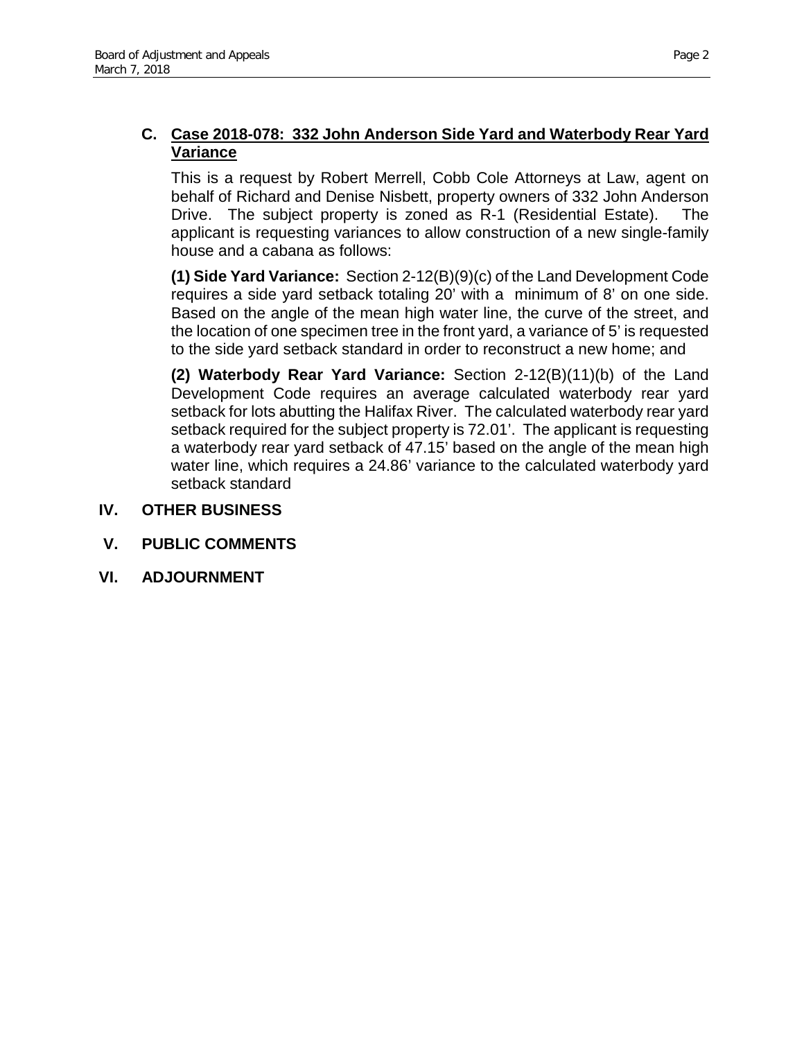### C. Case 2018-078: 332 John Anderson Side Yard and Waterbody Rear Yard Variance

This is a request by Robert Merrell, Cobb Cole Attorneys at Law, agent on behalf of Richard and Denise Nisbett, property owners of 332 John Anderson Drive. The subject property is zoned as R-1 (Residential Estate). The applicant is requesting variances to allow construction of a new single-family house and a cabana as follows:

**(1) Side Yard Variance:** Section 2-12(B)(9)(c) of the Land Development Code requires a side yard setback totaling 20' with a minimum of 8' on one side. Based on the angle of the mean high water line, the curve of the street, and the location of one specimen tree in the front yard, a variance of 5' is requested to the side yard setback standard in order to reconstruct a new home; and

**(2) Waterbody Rear Yard Variance:** Section 2-12(B)(11)(b) of the Land Development Code requires an average calculated waterbody rear yard setback for lots abutting the Halifax River. The calculated waterbody rear yard setback required for the subject property is 72.01'. The applicant is requesting a waterbody rear yard setback of 47.15' based on the angle of the mean high water line, which requires a 24.86' variance to the calculated waterbody yard setback standard

## IV. OTHER BUSINESS

## V. PUBLIC COMMENTS

## VI. ADJOURNMENT